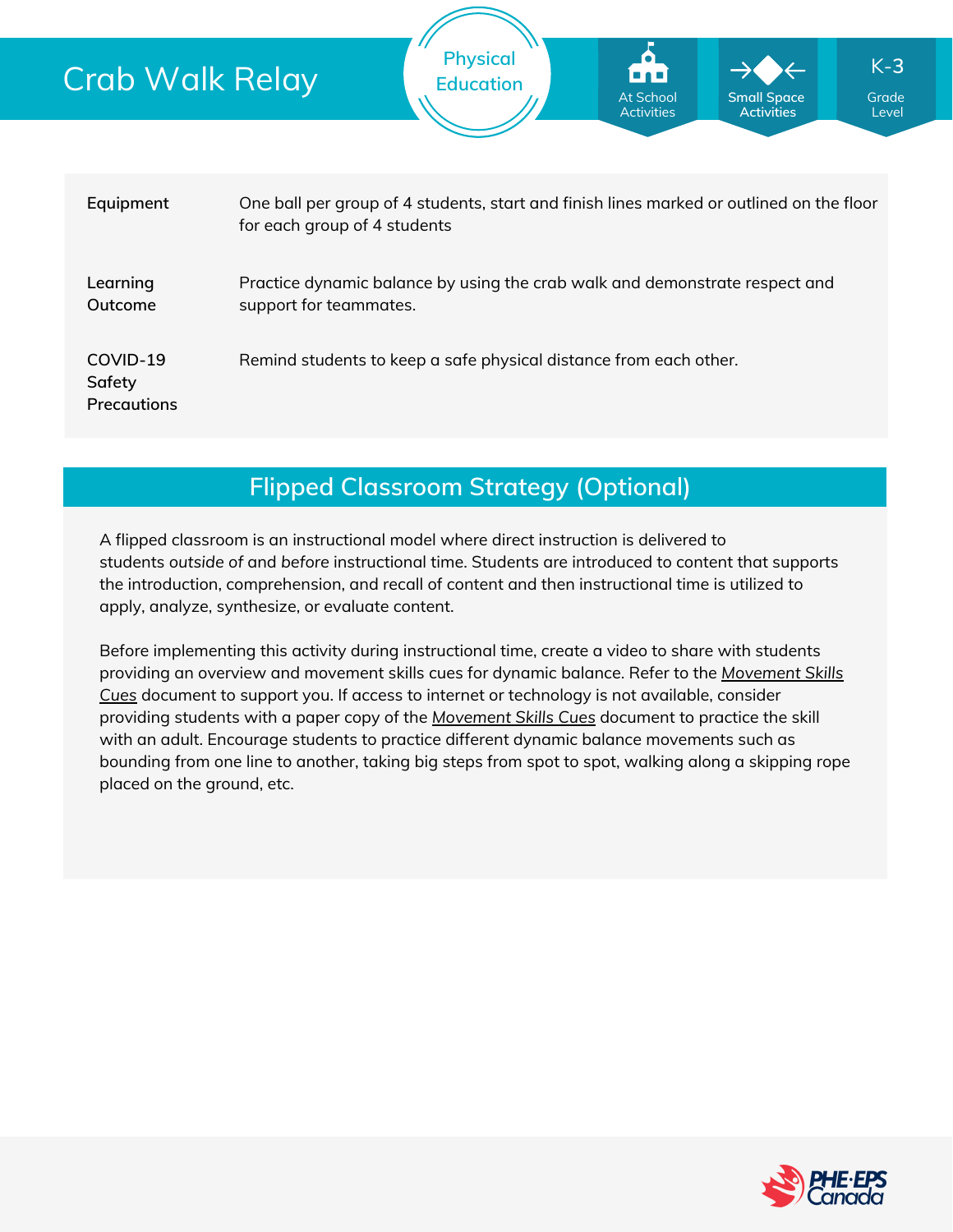# Crab Walk Relay

Physical Education

At School Activities

Small Space Activities

K-3 Grade Level

| | |
|---|---|
| **Equipment** | One ball per group of 4 students, start and finish lines marked or outlined on the floor for each group of 4 students |
| **Learning Outcome** | Practice dynamic balance by using the crab walk and demonstrate respect and support for teammates. |
| **COVID-19 Safety Precautions** | Remind students to keep a safe physical distance from each other. |

## Flipped Classroom Strategy (Optional)

A flipped classroom is an instructional model where direct instruction is delivered to students *outside* of and *before* instructional time. Students are introduced to content that supports the introduction, comprehension, and recall of content and then instructional time is utilized to apply, analyze, synthesize, or evaluate content.

Before implementing this activity during instructional time, create a video to share with students providing an overview and movement skills cues for dynamic balance. Refer to the *Movement Skills Cues* document to support you. If access to internet or technology is not available, consider providing students with a paper copy of the *Movement Skills Cues* document to practice the skill with an adult. Encourage students to practice different dynamic balance movements such as bounding from one line to another, taking big steps from spot to spot, walking along a skipping rope placed on the ground, etc.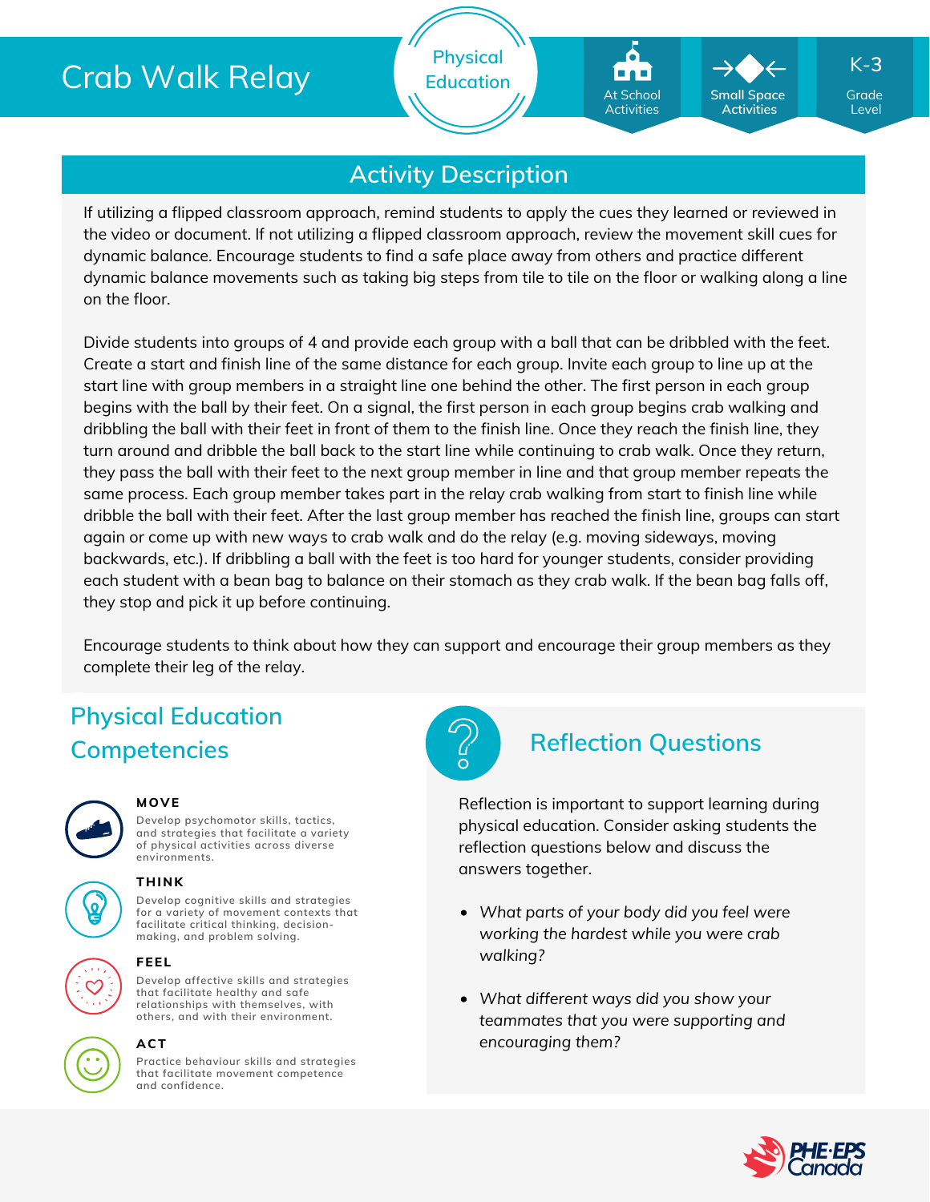# Crab Walk Relay

Physical Education

At School Activities | Small Space Activities | K-3 Grade Level

## Activity Description

If utilizing a flipped classroom approach, remind students to apply the cues they learned or reviewed in the video or document. If not utilizing a flipped classroom approach, review the movement skill cues for dynamic balance. Encourage students to find a safe place away from others and practice different dynamic balance movements such as taking big steps from tile to tile on the floor or walking along a line on the floor.

Divide students into groups of 4 and provide each group with a ball that can be dribbled with the feet. Create a start and finish line of the same distance for each group. Invite each group to line up at the start line with group members in a straight line one behind the other. The first person in each group begins with the ball by their feet. On a signal, the first person in each group begins crab walking and dribbling the ball with their feet in front of them to the finish line. Once they reach the finish line, they turn around and dribble the ball back to the start line while continuing to crab walk. Once they return, they pass the ball with their feet to the next group member in line and that group member repeats the same process. Each group member takes part in the relay crab walking from start to finish line while dribble the ball with their feet. After the last group member has reached the finish line, groups can start again or come up with new ways to crab walk and do the relay (e.g. moving sideways, moving backwards, etc.). If dribbling a ball with the feet is too hard for younger students, consider providing each student with a bean bag to balance on their stomach as they crab walk. If the bean bag falls off, they stop and pick it up before continuing.

Encourage students to think about how they can support and encourage their group members as they complete their leg of the relay.

## Physical Education Competencies

**MOVE**
Develop psychomotor skills, tactics, and strategies that facilitate a variety of physical activities across diverse environments.

**THINK**
Develop cognitive skills and strategies for a variety of movement contexts that facilitate critical thinking, decision-making, and problem solving.

**FEEL**
Develop affective skills and strategies that facilitate healthy and safe relationships with themselves, with others, and with their environment.

**ACT**
Practice behaviour skills and strategies that facilitate movement competence and confidence.

## Reflection Questions

Reflection is important to support learning during physical education. Consider asking students the reflection questions below and discuss the answers together.

- *What parts of your body did you feel were working the hardest while you were crab walking?*
- *What different ways did you show your teammates that you were supporting and encouraging them?*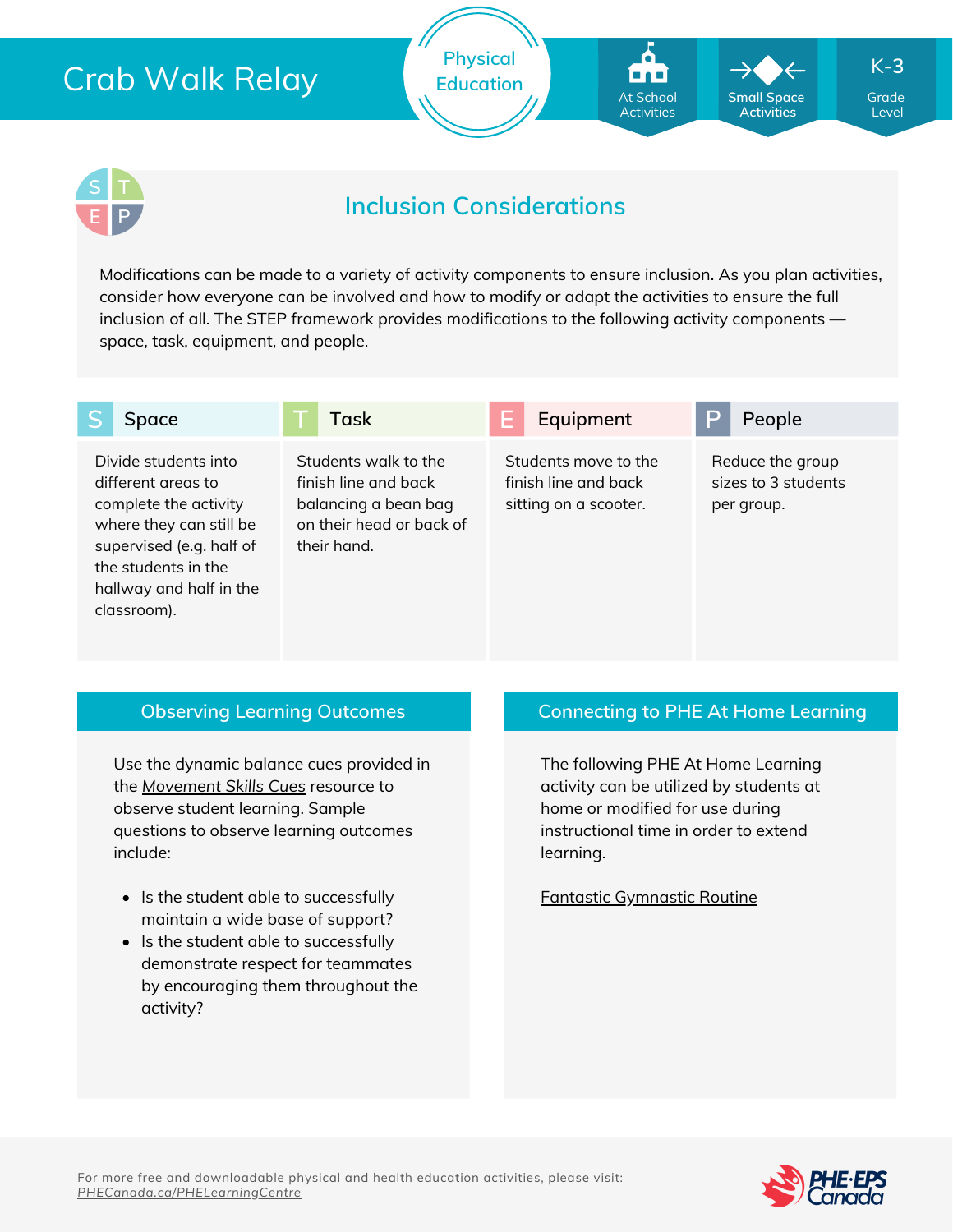# Crab Walk Relay

Physical Education

At School Activities | Small Space Activities | K-3 Grade Level

## Inclusion Considerations

Modifications can be made to a variety of activity components to ensure inclusion. As you plan activities, consider how everyone can be involved and how to modify or adapt the activities to ensure the full inclusion of all. The STEP framework provides modifications to the following activity components — space, task, equipment, and people.

| S Space | T Task | E Equipment | P People |
|---|---|---|---|
| Divide students into different areas to complete the activity where they can still be supervised (e.g. half of the students in the hallway and half in the classroom). | Students walk to the finish line and back balancing a bean bag on their head or back of their hand. | Students move to the finish line and back sitting on a scooter. | Reduce the group sizes to 3 students per group. |

## Observing Learning Outcomes

Use the dynamic balance cues provided in the Movement Skills Cues resource to observe student learning. Sample questions to observe learning outcomes include:

- Is the student able to successfully maintain a wide base of support?
- Is the student able to successfully demonstrate respect for teammates by encouraging them throughout the activity?

## Connecting to PHE At Home Learning

The following PHE At Home Learning activity can be utilized by students at home or modified for use during instructional time in order to extend learning.

Fantastic Gymnastic Routine

For more free and downloadable physical and health education activities, please visit: PHECanada.ca/PHELearningCentre